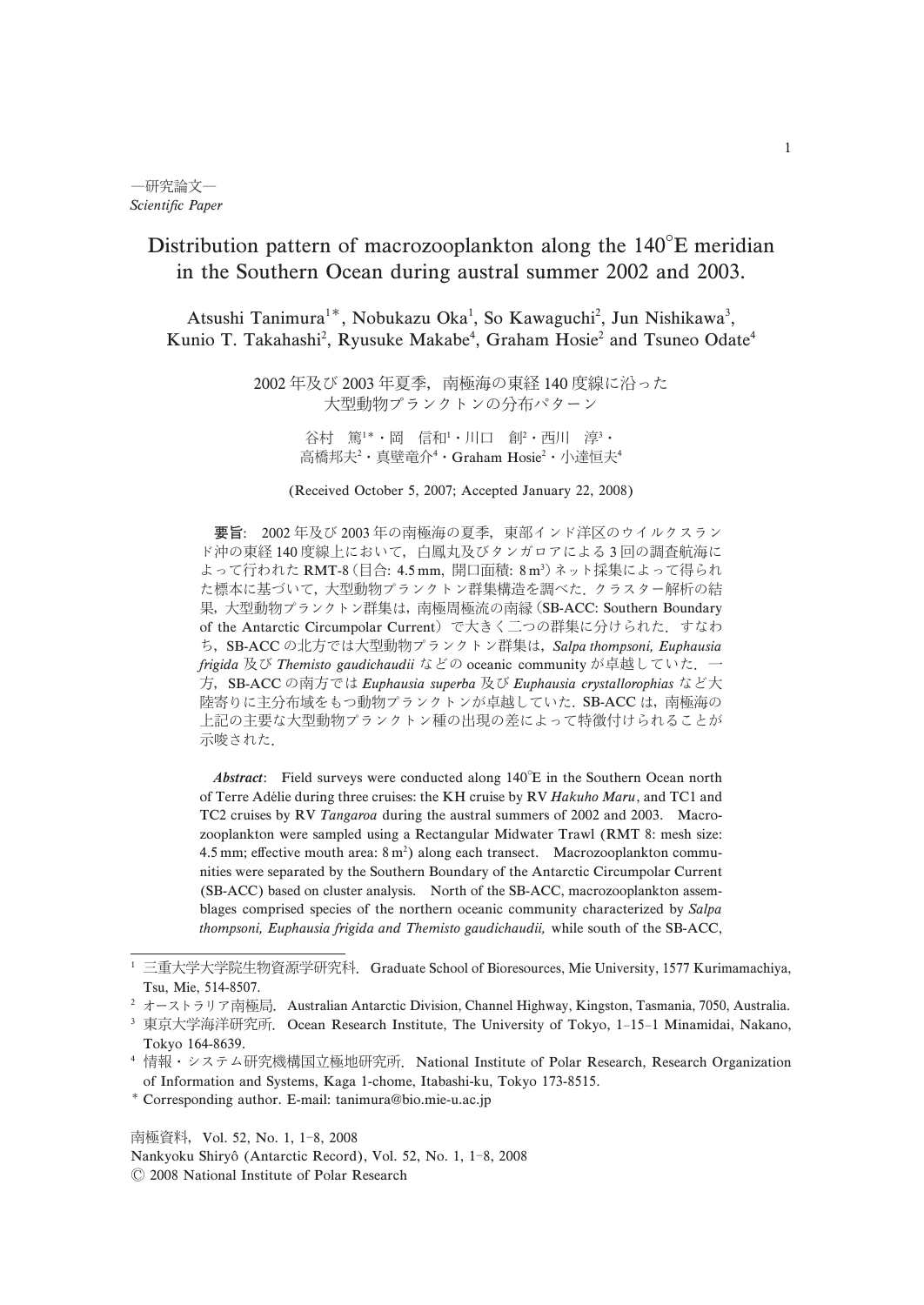—研究論文—
*Scientific Paper*

# Distribution pattern of macrozooplankton along the 140°E meridian in the Southern Ocean during austral summer 2002 and 2003.

Atsushi Tanimura[1]*, Nobukazu Oka[1], So Kawaguchi[2], Jun Nishikawa[3], Kunio T. Takahashi[2], Ryusuke Makabe[4], Graham Hosie[2] and Tsuneo Odate[4]

## 2002 年及び 2003 年夏季，南極海の東経 140 度線に沿った大型動物プランクトンの分布パターン

谷村　篤[1]*・岡　信和[1]・川口　創[2]・西川　淳[3]・高橋邦夫[2]・真壁竜介[4]・Graham Hosie[2]・小達恒夫[4]

(Received October 5, 2007; Accepted January 22, 2008)

**要旨**:　2002 年及び 2003 年の南極海の夏季，東部インド洋区のウイルクスランド沖の東経 140 度線上において，白鳳丸及びタンガロアによる 3 回の調査航海によって行われた RMT-8（目合: 4.5 mm，開口面積: 8 m²）ネット採集によって得られた標本に基づいて，大型動物プランクトン群集構造を調べた．クラスター解析の結果，大型動物プランクトン群集は，南極周極流の南縁（SB-ACC: Southern Boundary of the Antarctic Circumpolar Current）で大きく二つの群集に分けられた．すなわち，SB-ACC の北方では大型動物プランクトン群集は，*Salpa thompsoni, Euphausia frigida* 及び *Themisto gaudichaudii* などの oceanic community が卓越していた．一方，SB-ACC の南方では *Euphausia superba* 及び *Euphausia crystallorophias* など大陸寄りに主分布域をもつ動物プランクトンが卓越していた．SB-ACC は，南極海の上記の主要な大型動物プランクトン種の出現の差によって特徴付けられることが示唆された．

***Abstract***:　Field surveys were conducted along 140°E in the Southern Ocean north of Terre Adélie during three cruises: the KH cruise by RV *Hakuho Maru*, and TC1 and TC2 cruises by RV *Tangaroa* during the austral summers of 2002 and 2003.　Macrozooplankton were sampled using a Rectangular Midwater Trawl (RMT 8: mesh size: 4.5 mm; effective mouth area: 8 m²) along each transect.　Macrozooplankton communities were separated by the Southern Boundary of the Antarctic Circumpolar Current (SB-ACC) based on cluster analysis.　North of the SB-ACC, macrozooplankton assemblages comprised species of the northern oceanic community characterized by *Salpa thompsoni, Euphausia frigida and Themisto gaudichaudii,* while south of the SB-ACC,

[1] 三重大学大学院生物資源学研究科．Graduate School of Bioresources, Mie University, 1577 Kurimamachiya, Tsu, Mie, 514-8507.

[2] オーストラリア南極局．Australian Antarctic Division, Channel Highway, Kingston, Tasmania, 7050, Australia.

[3] 東京大学海洋研究所．Ocean Research Institute, The University of Tokyo, 1–15–1 Minamidai, Nakano, Tokyo 164-8639.

[4] 情報・システム研究機構国立極地研究所．National Institute of Polar Research, Research Organization of Information and Systems, Kaga 1-chome, Itabashi-ku, Tokyo 173-8515.

* Corresponding author. E-mail: tanimura@bio.mie-u.ac.jp

南極資料，Vol. 52, No. 1, 1–8, 2008
Nankyoku Shiryô (Antarctic Record), Vol. 52, No. 1, 1–8, 2008
© 2008 National Institute of Polar Research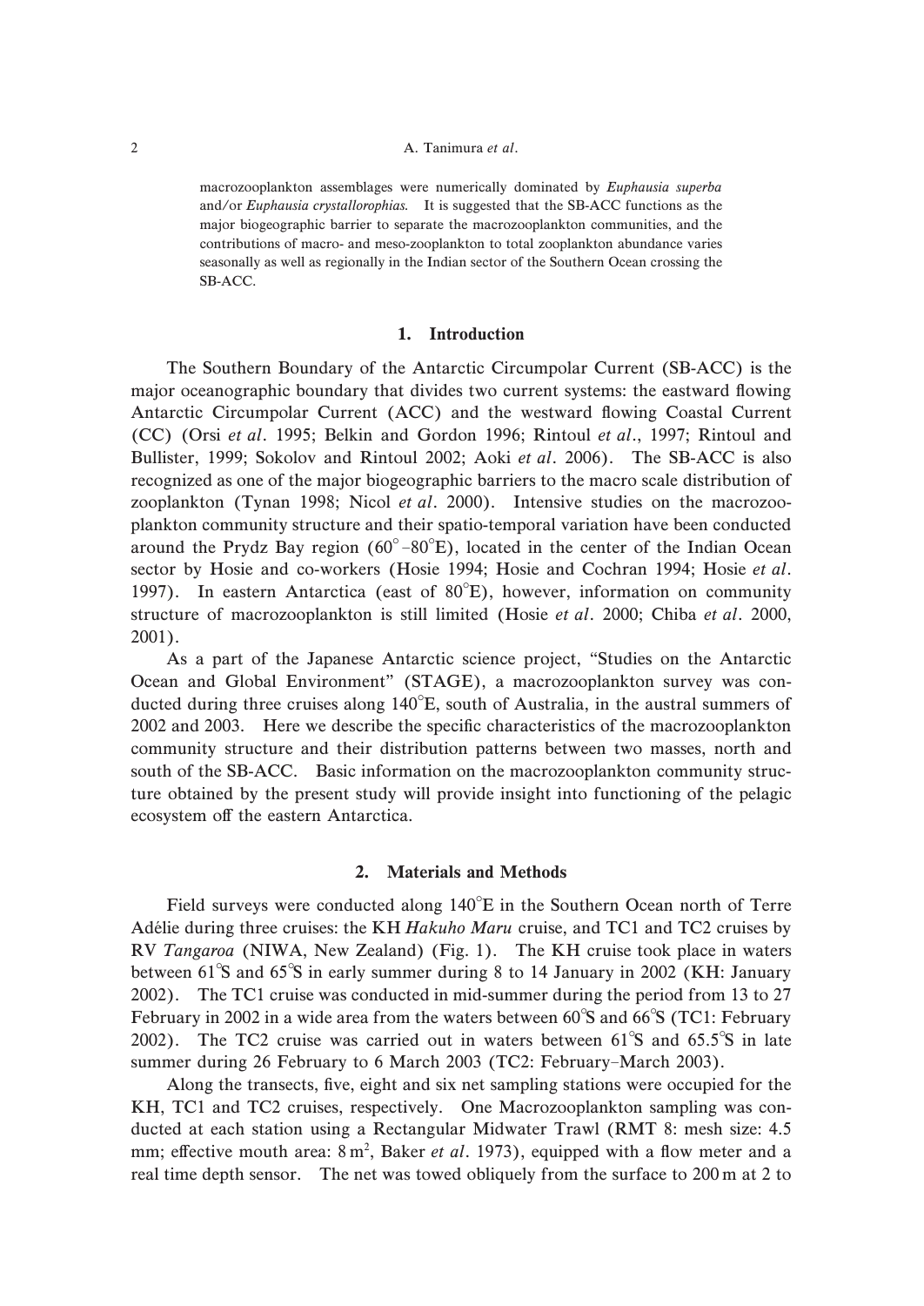macrozooplankton assemblages were numerically dominated by *Euphausia superba* and/or *Euphausia crystallorophias*. It is suggested that the SB-ACC functions as the major biogeographic barrier to separate the macrozooplankton communities, and the contributions of macro- and meso-zooplankton to total zooplankton abundance varies seasonally as well as regionally in the Indian sector of the Southern Ocean crossing the SB-ACC.

## 1. Introduction

The Southern Boundary of the Antarctic Circumpolar Current (SB-ACC) is the major oceanographic boundary that divides two current systems: the eastward flowing Antarctic Circumpolar Current (ACC) and the westward flowing Coastal Current (CC) (Orsi *et al*. 1995; Belkin and Gordon 1996; Rintoul *et al*., 1997; Rintoul and Bullister, 1999; Sokolov and Rintoul 2002; Aoki *et al*. 2006). The SB-ACC is also recognized as one of the major biogeographic barriers to the macro scale distribution of zooplankton (Tynan 1998; Nicol *et al*. 2000). Intensive studies on the macrozooplankton community structure and their spatio-temporal variation have been conducted around the Prydz Bay region (60°–80°E), located in the center of the Indian Ocean sector by Hosie and co-workers (Hosie 1994; Hosie and Cochran 1994; Hosie *et al*. 1997). In eastern Antarctica (east of 80°E), however, information on community structure of macrozooplankton is still limited (Hosie *et al*. 2000; Chiba *et al*. 2000, 2001).

As a part of the Japanese Antarctic science project, "Studies on the Antarctic Ocean and Global Environment" (STAGE), a macrozooplankton survey was conducted during three cruises along 140°E, south of Australia, in the austral summers of 2002 and 2003. Here we describe the specific characteristics of the macrozooplankton community structure and their distribution patterns between two masses, north and south of the SB-ACC. Basic information on the macrozooplankton community structure obtained by the present study will provide insight into functioning of the pelagic ecosystem off the eastern Antarctica.

## 2. Materials and Methods

Field surveys were conducted along 140°E in the Southern Ocean north of Terre Adélie during three cruises: the KH *Hakuho Maru* cruise, and TC1 and TC2 cruises by RV *Tangaroa* (NIWA, New Zealand) (Fig. 1). The KH cruise took place in waters between 61°S and 65°S in early summer during 8 to 14 January in 2002 (KH: January 2002). The TC1 cruise was conducted in mid-summer during the period from 13 to 27 February in 2002 in a wide area from the waters between 60°S and 66°S (TC1: February 2002). The TC2 cruise was carried out in waters between 61°S and 65.5°S in late summer during 26 February to 6 March 2003 (TC2: February–March 2003).

Along the transects, five, eight and six net sampling stations were occupied for the KH, TC1 and TC2 cruises, respectively. One Macrozooplankton sampling was conducted at each station using a Rectangular Midwater Trawl (RMT 8: mesh size: 4.5 mm; effective mouth area: 8 $m^2$, Baker *et al*. 1973), equipped with a flow meter and a real time depth sensor. The net was towed obliquely from the surface to 200 m at 2 to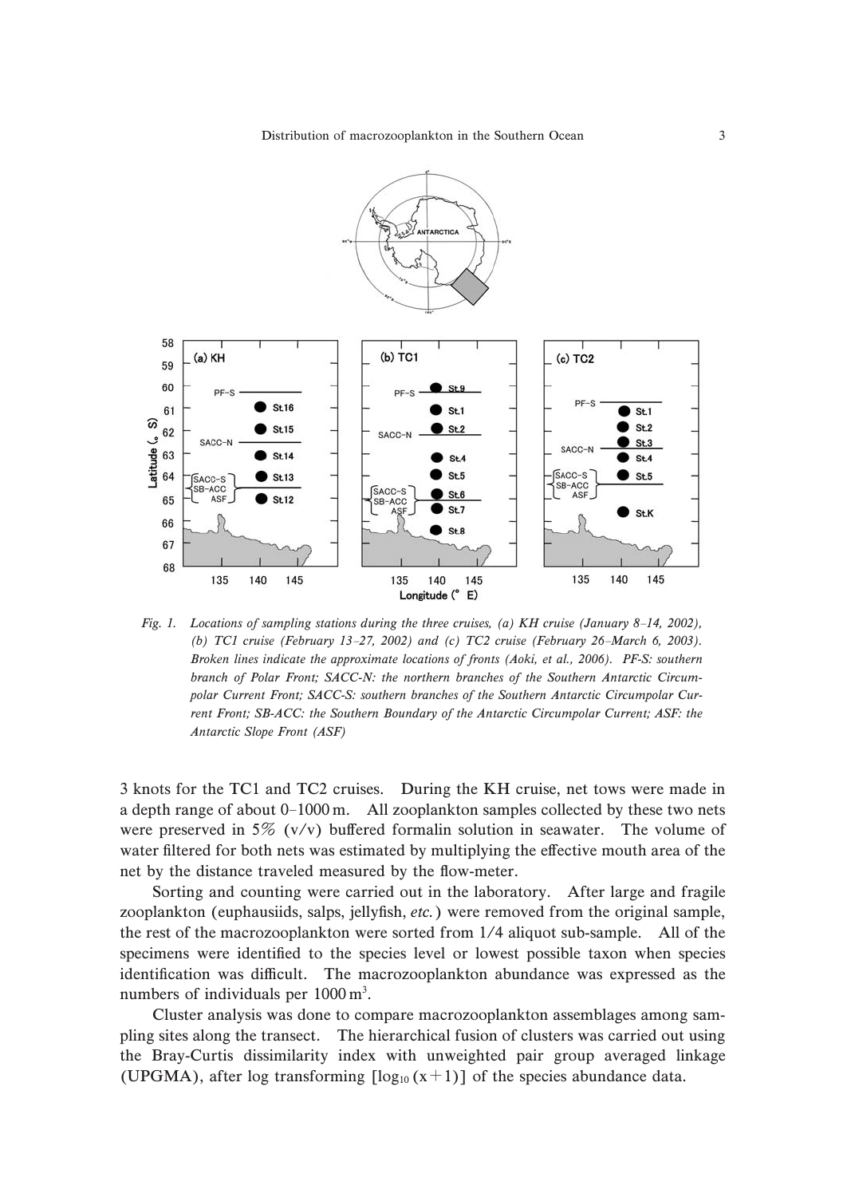Fig. 1. *Locations of sampling stations during the three cruises, (a) KH cruise (January 8–14, 2002), (b) TC1 cruise (February 13–27, 2002) and (c) TC2 cruise (February 26–March 6, 2003). Broken lines indicate the approximate locations of fronts (Aoki, et al., 2006). PF-S: southern branch of Polar Front; SACC-N: the northern branches of the Southern Antarctic Circumpolar Current Front; SACC-S: southern branches of the Southern Antarctic Circumpolar Current Front; SB-ACC: the Southern Boundary of the Antarctic Circumpolar Current; ASF: the Antarctic Slope Front (ASF)*

3 knots for the TC1 and TC2 cruises. During the KH cruise, net tows were made in a depth range of about 0–1000 m. All zooplankton samples collected by these two nets were preserved in 5% (v/v) buffered formalin solution in seawater. The volume of water filtered for both nets was estimated by multiplying the effective mouth area of the net by the distance traveled measured by the flow-meter.

Sorting and counting were carried out in the laboratory. After large and fragile zooplankton (euphausiids, salps, jellyfish, *etc.*) were removed from the original sample, the rest of the macrozooplankton were sorted from 1/4 aliquot sub-sample. All of the specimens were identified to the species level or lowest possible taxon when species identification was difficult. The macrozooplankton abundance was expressed as the numbers of individuals per $1000\,m^3$.

Cluster analysis was done to compare macrozooplankton assemblages among sampling sites along the transect. The hierarchical fusion of clusters was carried out using the Bray-Curtis dissimilarity index with unweighted pair group averaged linkage (UPGMA), after log transforming $[\log_{10}(x+1)]$ of the species abundance data.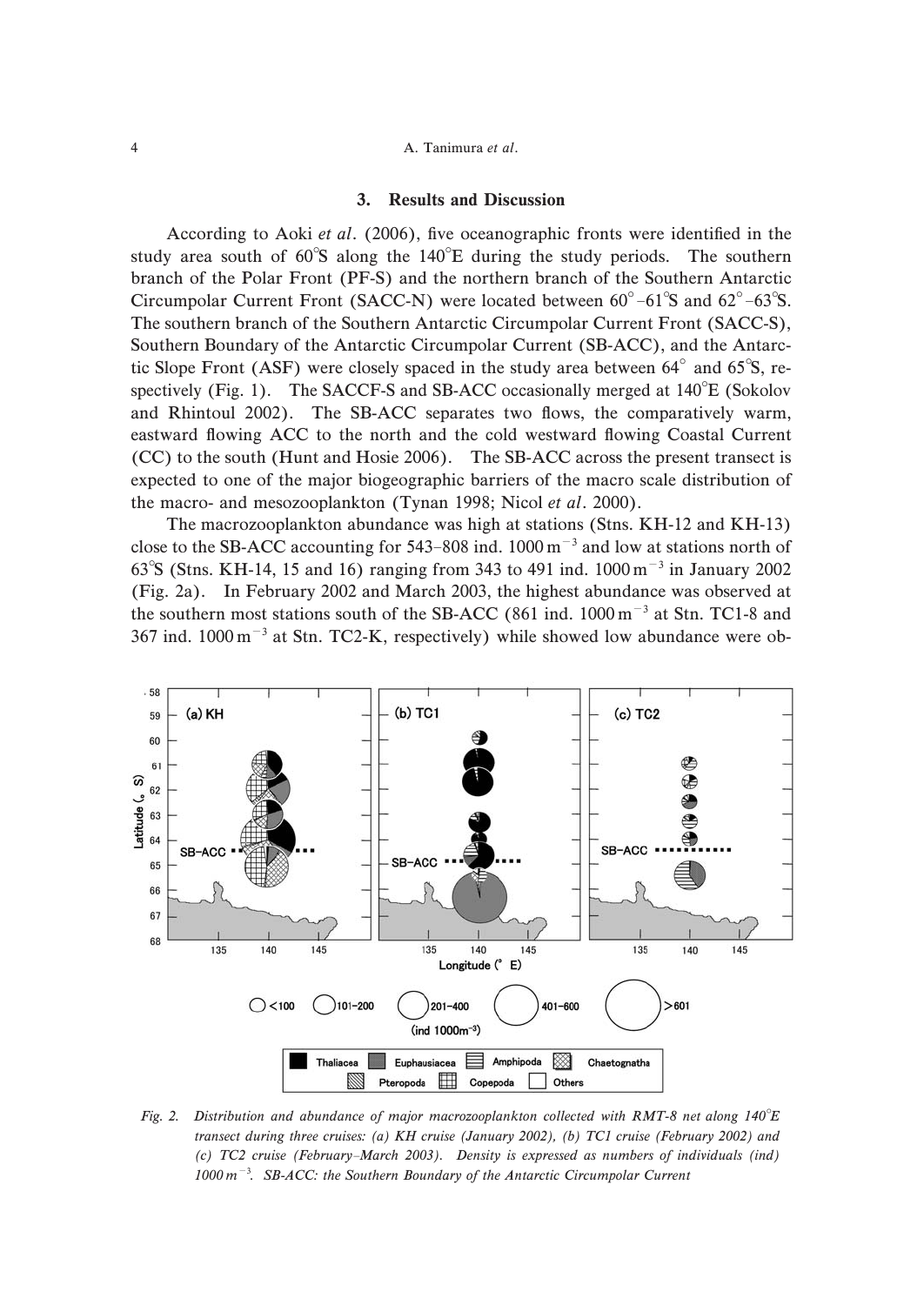## 3. Results and Discussion

According to Aoki *et al*. (2006), five oceanographic fronts were identified in the study area south of 60°S along the 140°E during the study periods. The southern branch of the Polar Front (PF-S) and the northern branch of the Southern Antarctic Circumpolar Current Front (SACC-N) were located between 60°–61°S and 62°–63°S. The southern branch of the Southern Antarctic Circumpolar Current Front (SACCF-S), Southern Boundary of the Antarctic Circumpolar Current (SB-ACC), and the Antarctic Slope Front (ASF) were closely spaced in the study area between 64° and 65°S, respectively (Fig. 1). The SACCF-S and SB-ACC occasionally merged at 140°E (Sokolov and Rhintoul 2002). The SB-ACC separates two flows, the comparatively warm, eastward flowing ACC to the north and the cold westward flowing Coastal Current (CC) to the south (Hunt and Hosie 2006). The SB-ACC across the present transect is expected to one of the major biogeographic barriers of the macro scale distribution of the macro- and mesozooplankton (Tynan 1998; Nicol *et al*. 2000).

The macrozooplankton abundance was high at stations (Stns. KH-12 and KH-13) close to the SB-ACC accounting for 543–808 ind. $1000\,m^{-3}$ and low at stations north of 63°S (Stns. KH-14, 15 and 16) ranging from 343 to 491 ind. $1000\,m^{-3}$ in January 2002 (Fig. 2a). In February 2002 and March 2003, the highest abundance was observed at the southern most stations south of the SB-ACC (861 ind. $1000\,m^{-3}$ at Stn. TC1-8 and 367 ind. $1000\,m^{-3}$ at Stn. TC2-K, respectively) while showed low abundance were ob-

*Fig. 2. Distribution and abundance of major macrozooplankton collected with RMT-8 net along 140°E transect during three cruises: (a) KH cruise (January 2002), (b) TC1 cruise (February 2002) and (c) TC2 cruise (February–March 2003). Density is expressed as numbers of individuals (ind) $1000\,m^{-3}$. SB-ACC: the Southern Boundary of the Antarctic Circumpolar Current*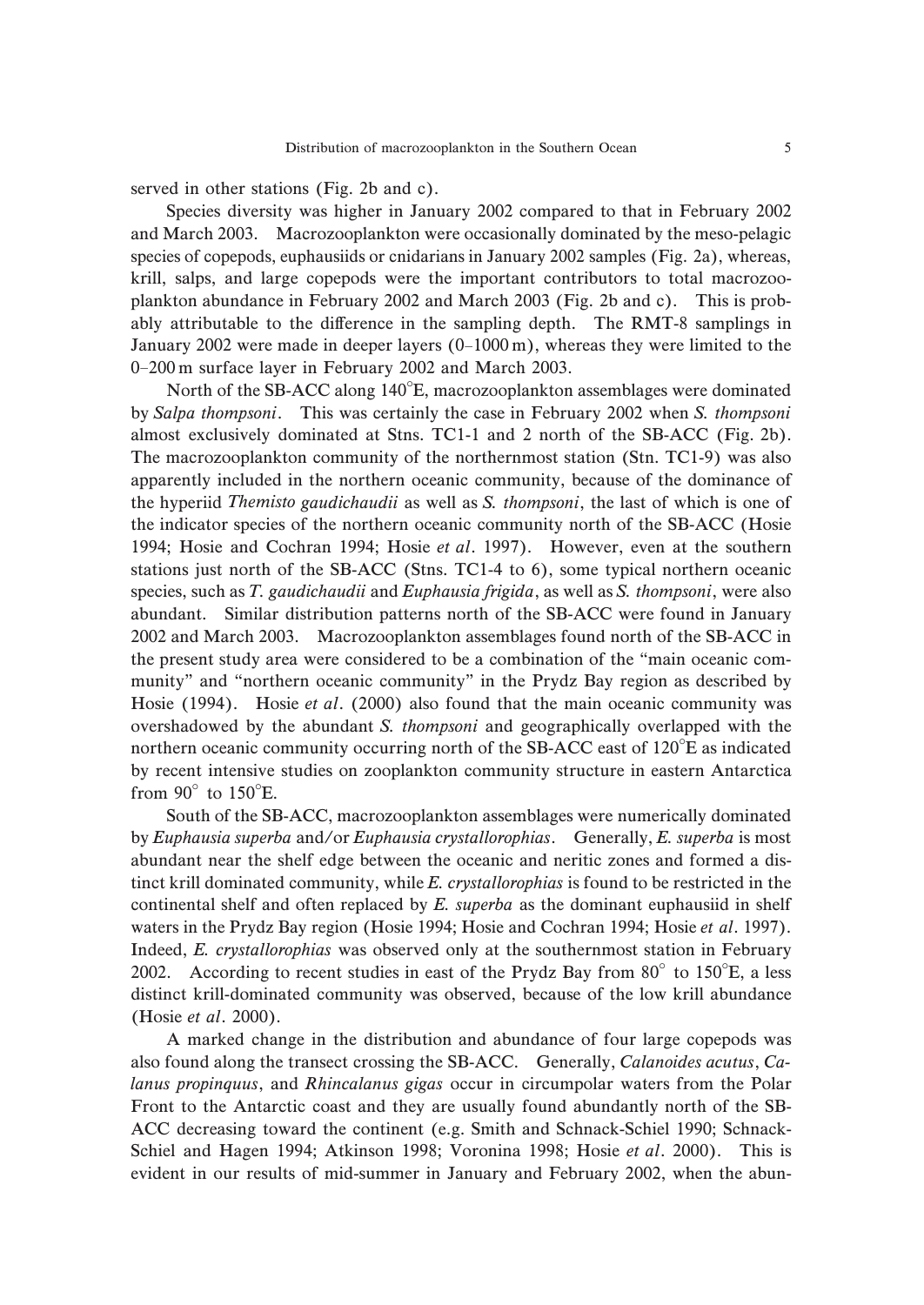served in other stations (Fig. 2b and c).

Species diversity was higher in January 2002 compared to that in February 2002 and March 2003. Macrozooplankton were occasionally dominated by the meso-pelagic species of copepods, euphausiids or cnidarians in January 2002 samples (Fig. 2a), whereas, krill, salps, and large copepods were the important contributors to total macrozooplankton abundance in February 2002 and March 2003 (Fig. 2b and c). This is probably attributable to the difference in the sampling depth. The RMT-8 samplings in January 2002 were made in deeper layers (0–1000 m), whereas they were limited to the 0–200 m surface layer in February 2002 and March 2003.

North of the SB-ACC along 140°E, macrozooplankton assemblages were dominated by *Salpa thompsoni*. This was certainly the case in February 2002 when *S. thompsoni* almost exclusively dominated at Stns. TC1-1 and 2 north of the SB-ACC (Fig. 2b). The macrozooplankton community of the northernmost station (Stn. TC1-9) was also apparently included in the northern oceanic community, because of the dominance of the hyperiid *Themisto gaudichaudii* as well as *S. thompsoni*, the last of which is one of the indicator species of the northern oceanic community north of the SB-ACC (Hosie 1994; Hosie and Cochran 1994; Hosie *et al*. 1997). However, even at the southern stations just north of the SB-ACC (Stns. TC1-4 to 6), some typical northern oceanic species, such as *T. gaudichaudii* and *Euphausia frigida*, as well as *S. thompsoni*, were also abundant. Similar distribution patterns north of the SB-ACC were found in January 2002 and March 2003. Macrozooplankton assemblages found north of the SB-ACC in the present study area were considered to be a combination of the "main oceanic community" and "northern oceanic community" in the Prydz Bay region as described by Hosie (1994). Hosie *et al*. (2000) also found that the main oceanic community was overshadowed by the abundant *S. thompsoni* and geographically overlapped with the northern oceanic community occurring north of the SB-ACC east of 120°E as indicated by recent intensive studies on zooplankton community structure in eastern Antarctica from 90° to 150°E.

South of the SB-ACC, macrozooplankton assemblages were numerically dominated by *Euphausia superba* and/or *Euphausia crystallorophias*. Generally, *E. superba* is most abundant near the shelf edge between the oceanic and neritic zones and formed a distinct krill dominated community, while *E. crystallorophias* is found to be restricted in the continental shelf and often replaced by *E. superba* as the dominant euphausiid in shelf waters in the Prydz Bay region (Hosie 1994; Hosie and Cochran 1994; Hosie *et al*. 1997). Indeed, *E. crystallorophias* was observed only at the southernmost station in February 2002. According to recent studies in east of the Prydz Bay from 80° to 150°E, a less distinct krill-dominated community was observed, because of the low krill abundance (Hosie *et al*. 2000).

A marked change in the distribution and abundance of four large copepods was also found along the transect crossing the SB-ACC. Generally, *Calanoides acutus*, *Calanus propinquus*, and *Rhincalanus gigas* occur in circumpolar waters from the Polar Front to the Antarctic coast and they are usually found abundantly north of the SB-ACC decreasing toward the continent (e.g. Smith and Schnack-Schiel 1990; Schnack-Schiel and Hagen 1994; Atkinson 1998; Voronina 1998; Hosie *et al*. 2000). This is evident in our results of mid-summer in January and February 2002, when the abun-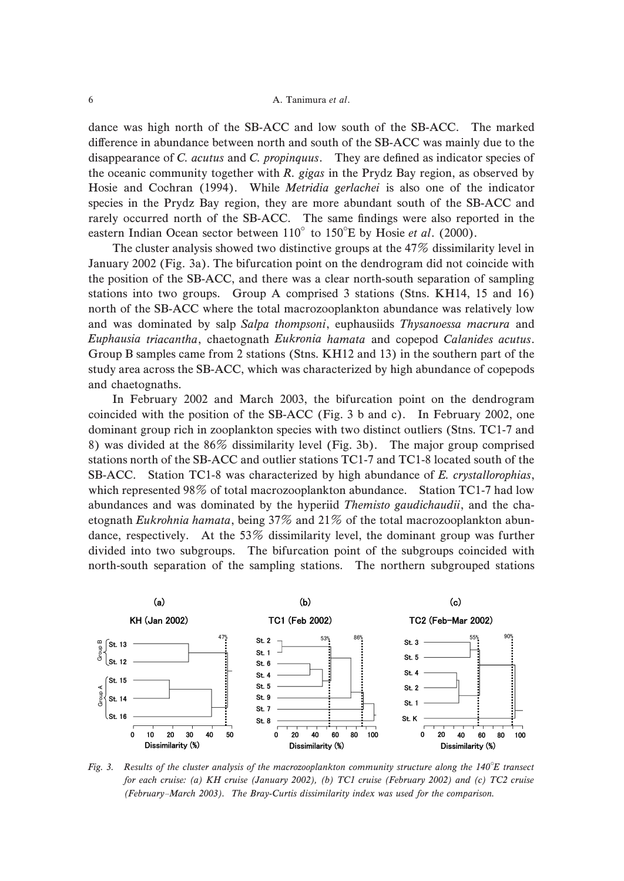dance was high north of the SB-ACC and low south of the SB-ACC. The marked difference in abundance between north and south of the SB-ACC was mainly due to the disappearance of *C. acutus* and *C. propinquus*. They are defined as indicator species of the oceanic community together with *R. gigas* in the Prydz Bay region, as observed by Hosie and Cochran (1994). While *Metridia gerlachei* is also one of the indicator species in the Prydz Bay region, they are more abundant south of the SB-ACC and rarely occurred north of the SB-ACC. The same findings were also reported in the eastern Indian Ocean sector between 110° to 150°E by Hosie *et al*. (2000).

The cluster analysis showed two distinctive groups at the 47% dissimilarity level in January 2002 (Fig. 3a). The bifurcation point on the dendrogram did not coincide with the position of the SB-ACC, and there was a clear north-south separation of sampling stations into two groups. Group A comprised 3 stations (Stns. KH14, 15 and 16) north of the SB-ACC where the total macrozooplankton abundance was relatively low and was dominated by salp *Salpa thompsoni*, euphausiids *Thysanoessa macrura* and *Euphausia triacantha*, chaetognath *Eukronia hamata* and copepod *Calanides acutus*. Group B samples came from 2 stations (Stns. KH12 and 13) in the southern part of the study area across the SB-ACC, which was characterized by high abundance of copepods and chaetognaths.

In February 2002 and March 2003, the bifurcation point on the dendrogram coincided with the position of the SB-ACC (Fig. 3 b and c). In February 2002, one dominant group rich in zooplankton species with two distinct outliers (Stns. TC1-7 and 8) was divided at the 86% dissimilarity level (Fig. 3b). The major group comprised stations north of the SB-ACC and outlier stations TC1-7 and TC1-8 located south of the SB-ACC. Station TC1-8 was characterized by high abundance of *E. crystallorophias*, which represented 98% of total macrozooplankton abundance. Station TC1-7 had low abundances and was dominated by the hyperiid *Themisto gaudichaudii*, and the chaetognath *Eukrohnia hamata*, being 37% and 21% of the total macrozooplankton abundance, respectively. At the 53% dissimilarity level, the dominant group was further divided into two subgroups. The bifurcation point of the subgroups coincided with north-south separation of the sampling stations. The northern subgrouped stations

*Fig. 3. Results of the cluster analysis of the macrozooplankton community structure along the 140°E transect for each cruise: (a) KH cruise (January 2002), (b) TC1 cruise (February 2002) and (c) TC2 cruise (February–March 2003). The Bray-Curtis dissimilarity index was used for the comparison.*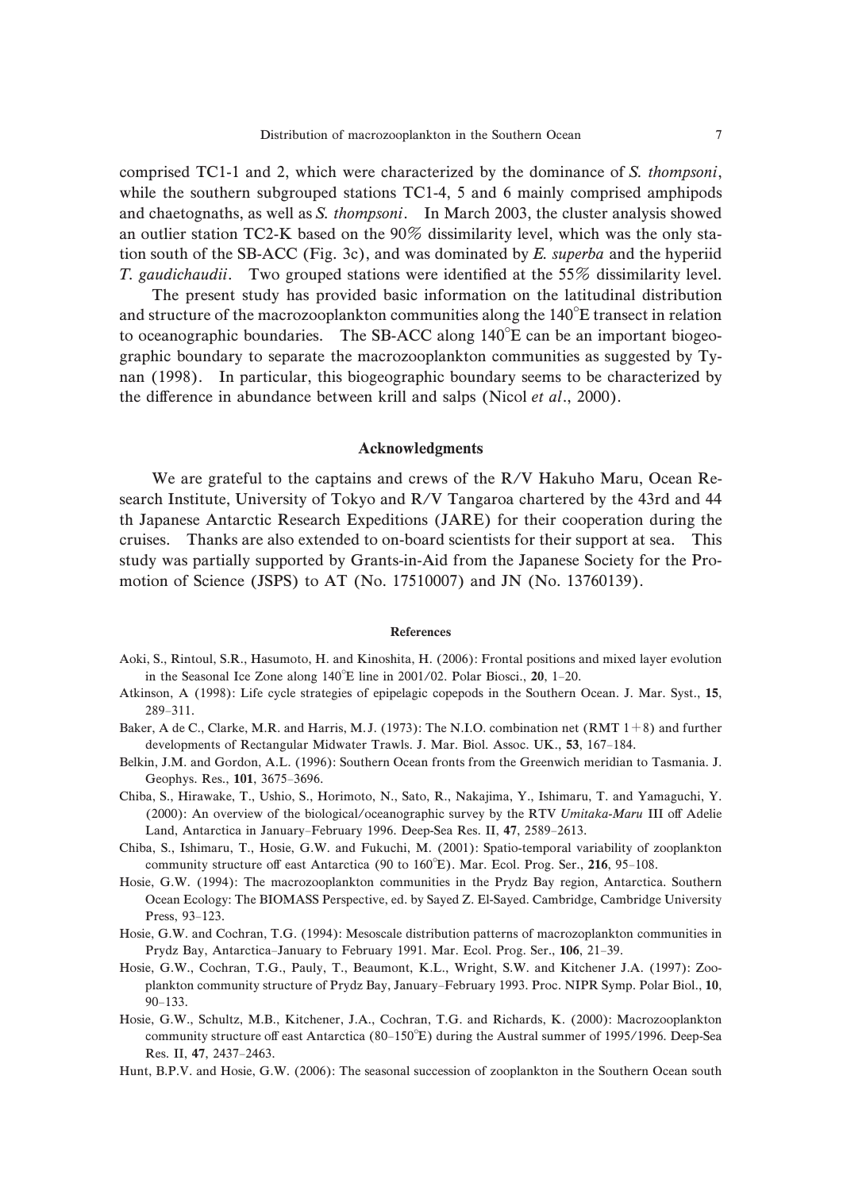comprised TC1-1 and 2, which were characterized by the dominance of *S. thompsoni*, while the southern subgrouped stations TC1-4, 5 and 6 mainly comprised amphipods and chaetognaths, as well as *S. thompsoni*. In March 2003, the cluster analysis showed an outlier station TC2-K based on the 90% dissimilarity level, which was the only station south of the SB-ACC (Fig. 3c), and was dominated by *E. superba* and the hyperiid *T. gaudichaudii*. Two grouped stations were identified at the 55% dissimilarity level.

The present study has provided basic information on the latitudinal distribution and structure of the macrozooplankton communities along the 140°E transect in relation to oceanographic boundaries. The SB-ACC along 140°E can be an important biogeographic boundary to separate the macrozooplankton communities as suggested by Tynan (1998). In particular, this biogeographic boundary seems to be characterized by the difference in abundance between krill and salps (Nicol *et al*., 2000).

## Acknowledgments

We are grateful to the captains and crews of the R/V Hakuho Maru, Ocean Research Institute, University of Tokyo and R/V Tangaroa chartered by the 43rd and 44 th Japanese Antarctic Research Expeditions (JARE) for their cooperation during the cruises. Thanks are also extended to on-board scientists for their support at sea. This study was partially supported by Grants-in-Aid from the Japanese Society for the Promotion of Science (JSPS) to AT (No. 17510007) and JN (No. 13760139).

## References

Aoki, S., Rintoul, S.R., Hasumoto, H. and Kinoshita, H. (2006): Frontal positions and mixed layer evolution in the Seasonal Ice Zone along 140°E line in 2001/02. Polar Biosci., **20**, 1–20.

Atkinson, A (1998): Life cycle strategies of epipelagic copepods in the Southern Ocean. J. Mar. Syst., **15**, 289–311.

Baker, A de C., Clarke, M.R. and Harris, M.J. (1973): The N.I.O. combination net (RMT 1+8) and further developments of Rectangular Midwater Trawls. J. Mar. Biol. Assoc. UK., **53**, 167–184.

Belkin, J.M. and Gordon, A.L. (1996): Southern Ocean fronts from the Greenwich meridian to Tasmania. J. Geophys. Res., **101**, 3675–3696.

Chiba, S., Hirawake, T., Ushio, S., Horimoto, N., Sato, R., Nakajima, Y., Ishimaru, T. and Yamaguchi, Y. (2000): An overview of the biological/oceanographic survey by the RTV *Umitaka-Maru* III off Adelie Land, Antarctica in January–February 1996. Deep-Sea Res. II, **47**, 2589–2613.

Chiba, S., Ishimaru, T., Hosie, G.W. and Fukuchi, M. (2001): Spatio-temporal variability of zooplankton community structure off east Antarctica (90 to 160°E). Mar. Ecol. Prog. Ser., **216**, 95–108.

Hosie, G.W. (1994): The macrozooplankton communities in the Prydz Bay region, Antarctica. Southern Ocean Ecology: The BIOMASS Perspective, ed. by Sayed Z. El-Sayed. Cambridge, Cambridge University Press, 93–123.

Hosie, G.W. and Cochran, T.G. (1994): Mesoscale distribution patterns of macrozoplankton communities in Prydz Bay, Antarctica–January to February 1991. Mar. Ecol. Prog. Ser., **106**, 21–39.

Hosie, G.W., Cochran, T.G., Pauly, T., Beaumont, K.L., Wright, S.W. and Kitchener J.A. (1997): Zooplankton community structure of Prydz Bay, January–February 1993. Proc. NIPR Symp. Polar Biol., **10**, 90–133.

Hosie, G.W., Schultz, M.B., Kitchener, J.A., Cochran, T.G. and Richards, K. (2000): Macrozooplankton community structure off east Antarctica (80–150°E) during the Austral summer of 1995/1996. Deep-Sea Res. II, **47**, 2437–2463.

Hunt, B.P.V. and Hosie, G.W. (2006): The seasonal succession of zooplankton in the Southern Ocean south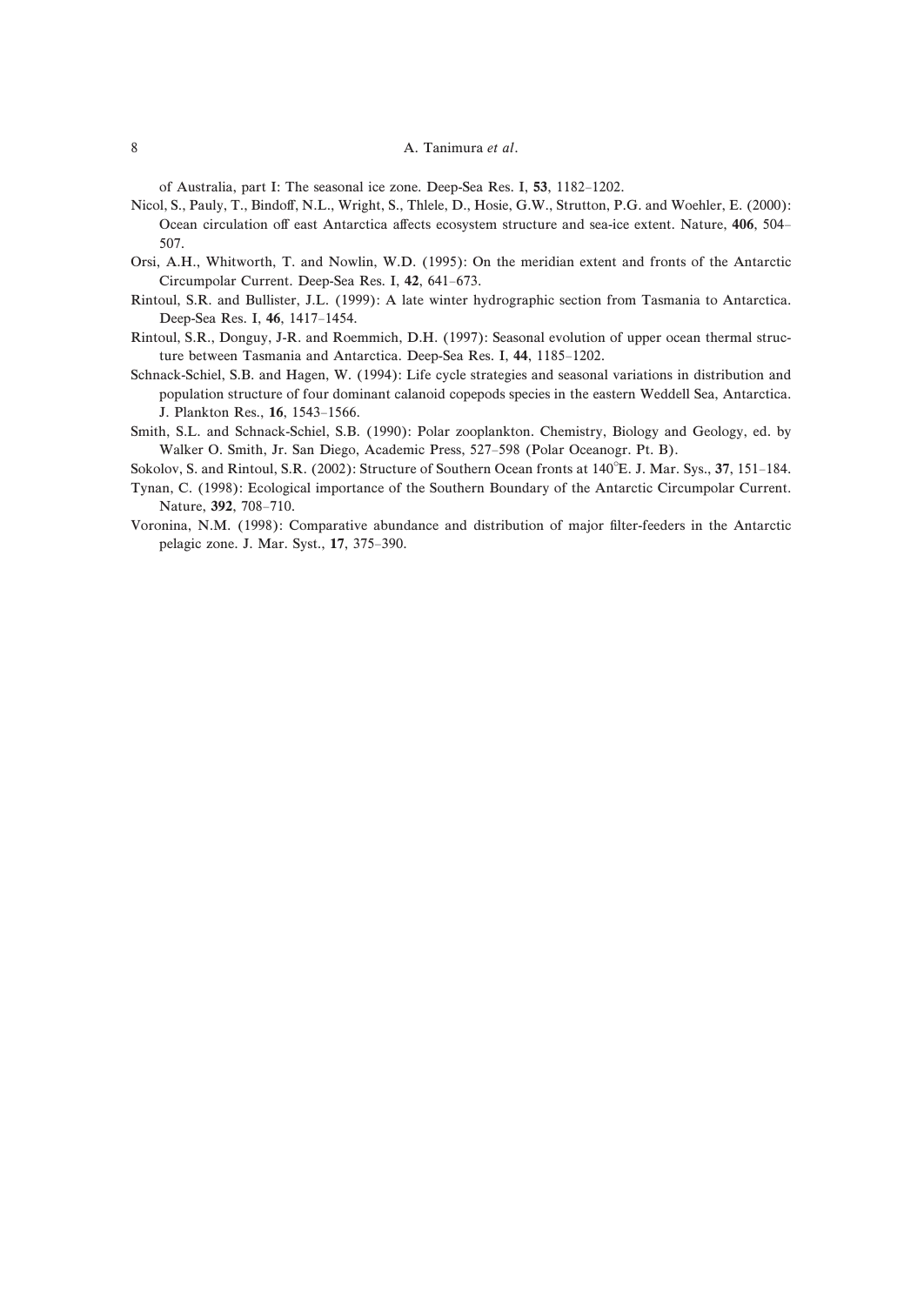of Australia, part I: The seasonal ice zone. Deep-Sea Res. I, **53**, 1182–1202.

Nicol, S., Pauly, T., Bindoff, N.L., Wright, S., Thlele, D., Hosie, G.W., Strutton, P.G. and Woehler, E. (2000): Ocean circulation off east Antarctica affects ecosystem structure and sea-ice extent. Nature, **406**, 504–507.

Orsi, A.H., Whitworth, T. and Nowlin, W.D. (1995): On the meridian extent and fronts of the Antarctic Circumpolar Current. Deep-Sea Res. I, **42**, 641–673.

Rintoul, S.R. and Bullister, J.L. (1999): A late winter hydrographic section from Tasmania to Antarctica. Deep-Sea Res. I, **46**, 1417–1454.

Rintoul, S.R., Donguy, J-R. and Roemmich, D.H. (1997): Seasonal evolution of upper ocean thermal structure between Tasmania and Antarctica. Deep-Sea Res. I, **44**, 1185–1202.

Schnack-Schiel, S.B. and Hagen, W. (1994): Life cycle strategies and seasonal variations in distribution and population structure of four dominant calanoid copepods species in the eastern Weddell Sea, Antarctica. J. Plankton Res., **16**, 1543–1566.

Smith, S.L. and Schnack-Schiel, S.B. (1990): Polar zooplankton. Chemistry, Biology and Geology, ed. by Walker O. Smith, Jr. San Diego, Academic Press, 527–598 (Polar Oceanogr. Pt. B).

Sokolov, S. and Rintoul, S.R. (2002): Structure of Southern Ocean fronts at 140°E. J. Mar. Sys., **37**, 151–184.

Tynan, C. (1998): Ecological importance of the Southern Boundary of the Antarctic Circumpolar Current. Nature, **392**, 708–710.

Voronina, N.M. (1998): Comparative abundance and distribution of major filter-feeders in the Antarctic pelagic zone. J. Mar. Syst., **17**, 375–390.